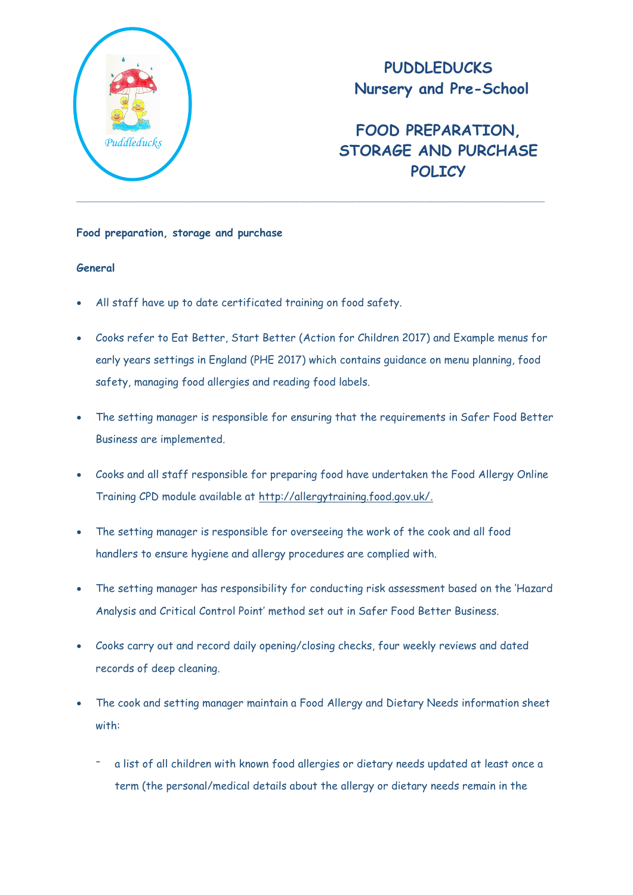# PUDDLEDUCKS
## Nursery and Pre-School

## FOOD PREPARATION, STORAGE AND PURCHASE POLICY

---

**Food preparation, storage and purchase**

**General**

- All staff have up to date certificated training on food safety.
- Cooks refer to Eat Better, Start Better (Action for Children 2017) and Example menus for early years settings in England (PHE 2017) which contains guidance on menu planning, food safety, managing food allergies and reading food labels.
- The setting manager is responsible for ensuring that the requirements in Safer Food Better Business are implemented.
- Cooks and all staff responsible for preparing food have undertaken the Food Allergy Online Training CPD module available at http://allergytraining.food.gov.uk/.
- The setting manager is responsible for overseeing the work of the cook and all food handlers to ensure hygiene and allergy procedures are complied with.
- The setting manager has responsibility for conducting risk assessment based on the 'Hazard Analysis and Critical Control Point' method set out in Safer Food Better Business.
- Cooks carry out and record daily opening/closing checks, four weekly reviews and dated records of deep cleaning.
- The cook and setting manager maintain a Food Allergy and Dietary Needs information sheet with:
    - a list of all children with known food allergies or dietary needs updated at least once a term (the personal/medical details about the allergy or dietary needs remain in the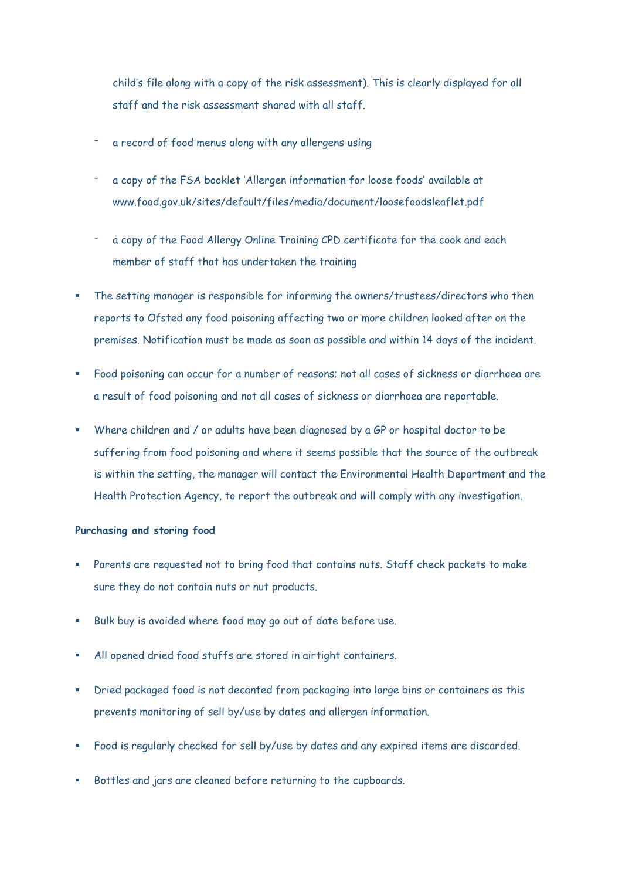child's file along with a copy of the risk assessment). This is clearly displayed for all staff and the risk assessment shared with all staff.

  - a record of food menus along with any allergens using
  - a copy of the FSA booklet 'Allergen information for loose foods' available at www.food.gov.uk/sites/default/files/media/document/loosefoodsleaflet.pdf
  - a copy of the Food Allergy Online Training CPD certificate for the cook and each member of staff that has undertaken the training

- The setting manager is responsible for informing the owners/trustees/directors who then reports to Ofsted any food poisoning affecting two or more children looked after on the premises. Notification must be made as soon as possible and within 14 days of the incident.
- Food poisoning can occur for a number of reasons; not all cases of sickness or diarrhoea are a result of food poisoning and not all cases of sickness or diarrhoea are reportable.
- Where children and / or adults have been diagnosed by a GP or hospital doctor to be suffering from food poisoning and where it seems possible that the source of the outbreak is within the setting, the manager will contact the Environmental Health Department and the Health Protection Agency, to report the outbreak and will comply with any investigation.

**Purchasing and storing food**

- Parents are requested not to bring food that contains nuts. Staff check packets to make sure they do not contain nuts or nut products.
- Bulk buy is avoided where food may go out of date before use.
- All opened dried food stuffs are stored in airtight containers.
- Dried packaged food is not decanted from packaging into large bins or containers as this prevents monitoring of sell by/use by dates and allergen information.
- Food is regularly checked for sell by/use by dates and any expired items are discarded.
- Bottles and jars are cleaned before returning to the cupboards.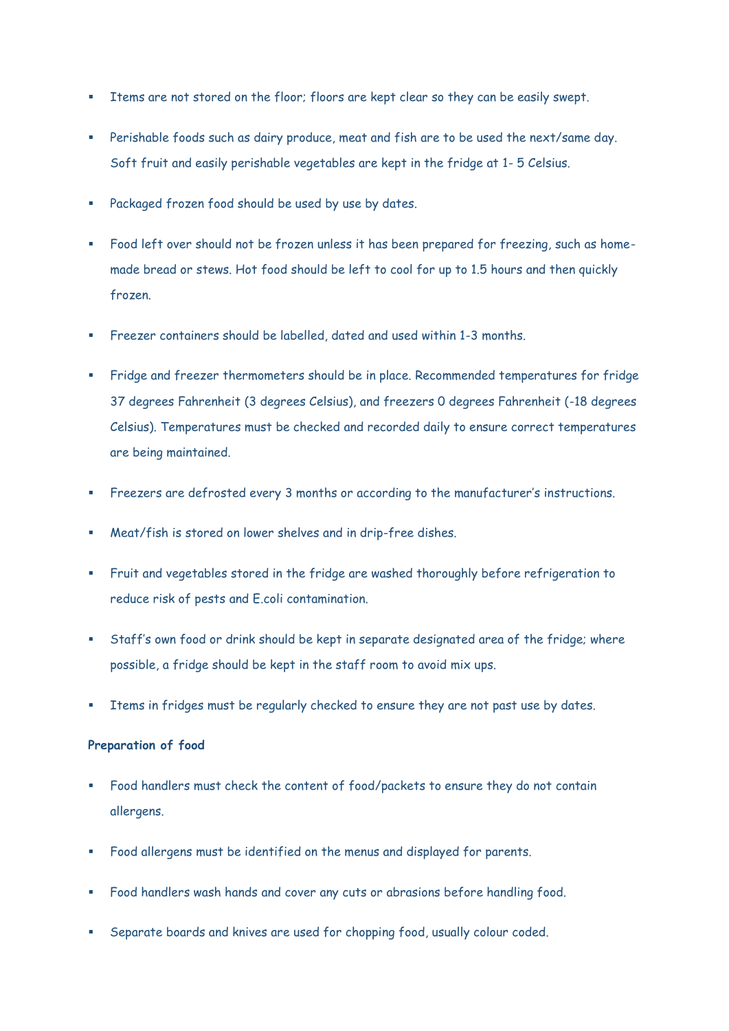- Items are not stored on the floor; floors are kept clear so they can be easily swept.
- Perishable foods such as dairy produce, meat and fish are to be used the next/same day. Soft fruit and easily perishable vegetables are kept in the fridge at 1- 5 Celsius.
- Packaged frozen food should be used by use by dates.
- Food left over should not be frozen unless it has been prepared for freezing, such as home-made bread or stews. Hot food should be left to cool for up to 1.5 hours and then quickly frozen.
- Freezer containers should be labelled, dated and used within 1-3 months.
- Fridge and freezer thermometers should be in place. Recommended temperatures for fridge 37 degrees Fahrenheit (3 degrees Celsius), and freezers 0 degrees Fahrenheit (-18 degrees Celsius). Temperatures must be checked and recorded daily to ensure correct temperatures are being maintained.
- Freezers are defrosted every 3 months or according to the manufacturer's instructions.
- Meat/fish is stored on lower shelves and in drip-free dishes.
- Fruit and vegetables stored in the fridge are washed thoroughly before refrigeration to reduce risk of pests and E.coli contamination.
- Staff's own food or drink should be kept in separate designated area of the fridge; where possible, a fridge should be kept in the staff room to avoid mix ups.
- Items in fridges must be regularly checked to ensure they are not past use by dates.

**Preparation of food**

- Food handlers must check the content of food/packets to ensure they do not contain allergens.
- Food allergens must be identified on the menus and displayed for parents.
- Food handlers wash hands and cover any cuts or abrasions before handling food.
- Separate boards and knives are used for chopping food, usually colour coded.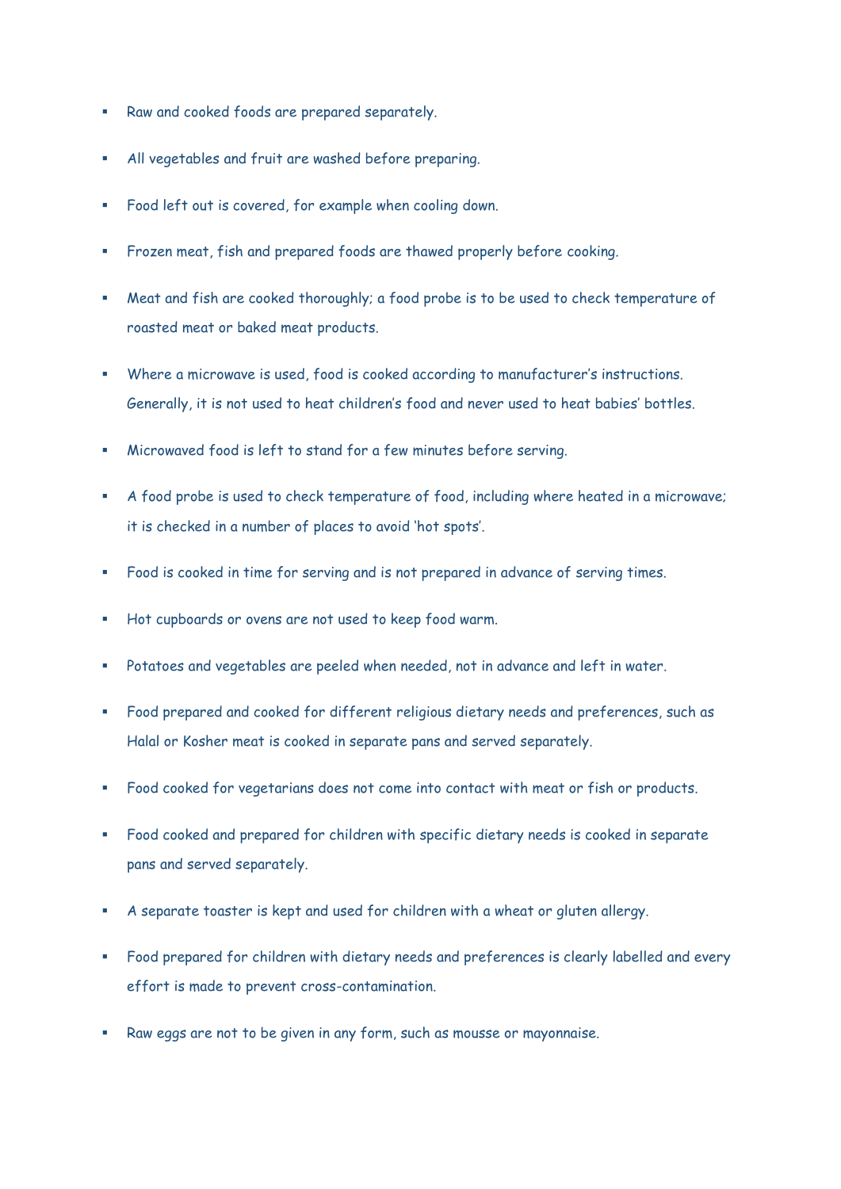- Raw and cooked foods are prepared separately.
- All vegetables and fruit are washed before preparing.
- Food left out is covered, for example when cooling down.
- Frozen meat, fish and prepared foods are thawed properly before cooking.
- Meat and fish are cooked thoroughly; a food probe is to be used to check temperature of roasted meat or baked meat products.
- Where a microwave is used, food is cooked according to manufacturer's instructions. Generally, it is not used to heat children's food and never used to heat babies' bottles.
- Microwaved food is left to stand for a few minutes before serving.
- A food probe is used to check temperature of food, including where heated in a microwave; it is checked in a number of places to avoid 'hot spots'.
- Food is cooked in time for serving and is not prepared in advance of serving times.
- Hot cupboards or ovens are not used to keep food warm.
- Potatoes and vegetables are peeled when needed, not in advance and left in water.
- Food prepared and cooked for different religious dietary needs and preferences, such as Halal or Kosher meat is cooked in separate pans and served separately.
- Food cooked for vegetarians does not come into contact with meat or fish or products.
- Food cooked and prepared for children with specific dietary needs is cooked in separate pans and served separately.
- A separate toaster is kept and used for children with a wheat or gluten allergy.
- Food prepared for children with dietary needs and preferences is clearly labelled and every effort is made to prevent cross-contamination.
- Raw eggs are not to be given in any form, such as mousse or mayonnaise.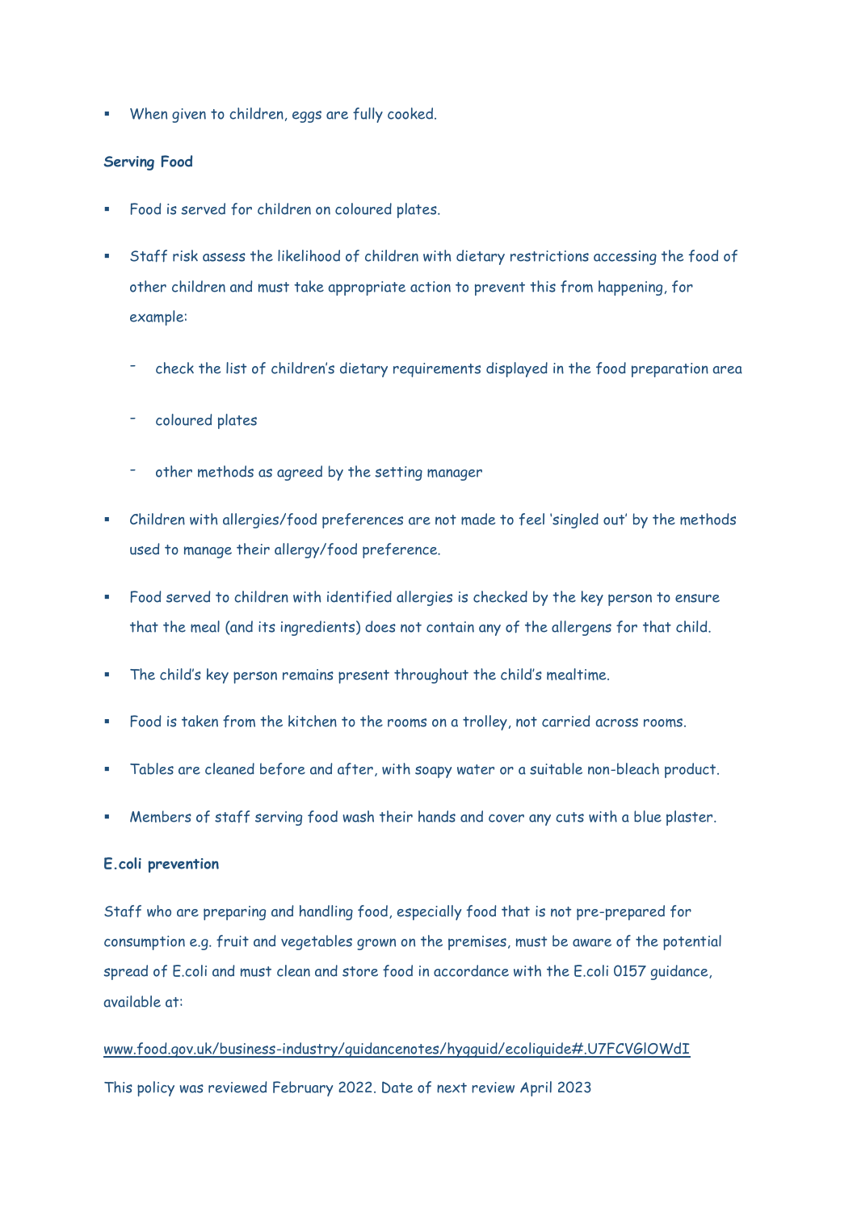- When given to children, eggs are fully cooked.

**Serving Food**

- Food is served for children on coloured plates.
- Staff risk assess the likelihood of children with dietary restrictions accessing the food of other children and must take appropriate action to prevent this from happening, for example:
  - check the list of children's dietary requirements displayed in the food preparation area
  - coloured plates
  - other methods as agreed by the setting manager
- Children with allergies/food preferences are not made to feel 'singled out' by the methods used to manage their allergy/food preference.
- Food served to children with identified allergies is checked by the key person to ensure that the meal (and its ingredients) does not contain any of the allergens for that child.
- The child's key person remains present throughout the child's mealtime.
- Food is taken from the kitchen to the rooms on a trolley, not carried across rooms.
- Tables are cleaned before and after, with soapy water or a suitable non-bleach product.
- Members of staff serving food wash their hands and cover any cuts with a blue plaster.

**E.coli prevention**

Staff who are preparing and handling food, especially food that is not pre-prepared for consumption e.g. fruit and vegetables grown on the premises, must be aware of the potential spread of E.coli and must clean and store food in accordance with the E.coli 0157 guidance, available at:

www.food.gov.uk/business-industry/guidancenotes/hygguid/ecoliguide#.U7FCVGlOWdI

This policy was reviewed February 2022. Date of next review April 2023